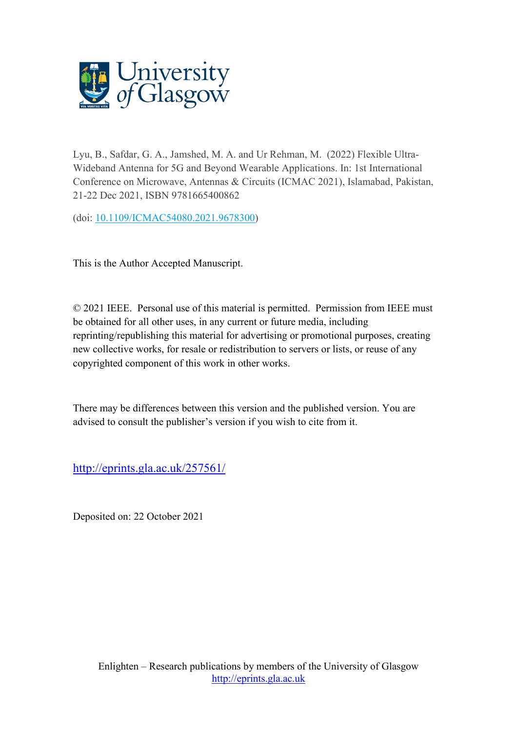University of Glasgow

Lyu, B., Safdar, G. A., Jamshed, M. A. and Ur Rehman, M. (2022) Flexible Ultra-Wideband Antenna for 5G and Beyond Wearable Applications. In: 1st International Conference on Microwave, Antennas & Circuits (ICMAC 2021), Islamabad, Pakistan, 21-22 Dec 2021, ISBN 9781665400862

(doi: 10.1109/ICMAC54080.2021.9678300)

This is the Author Accepted Manuscript.

© 2021 IEEE. Personal use of this material is permitted. Permission from IEEE must be obtained for all other uses, in any current or future media, including reprinting/republishing this material for advertising or promotional purposes, creating new collective works, for resale or redistribution to servers or lists, or reuse of any copyrighted component of this work in other works.

There may be differences between this version and the published version. You are advised to consult the publisher's version if you wish to cite from it.

http://eprints.gla.ac.uk/257561/

Deposited on: 22 October 2021

Enlighten – Research publications by members of the University of Glasgow
http://eprints.gla.ac.uk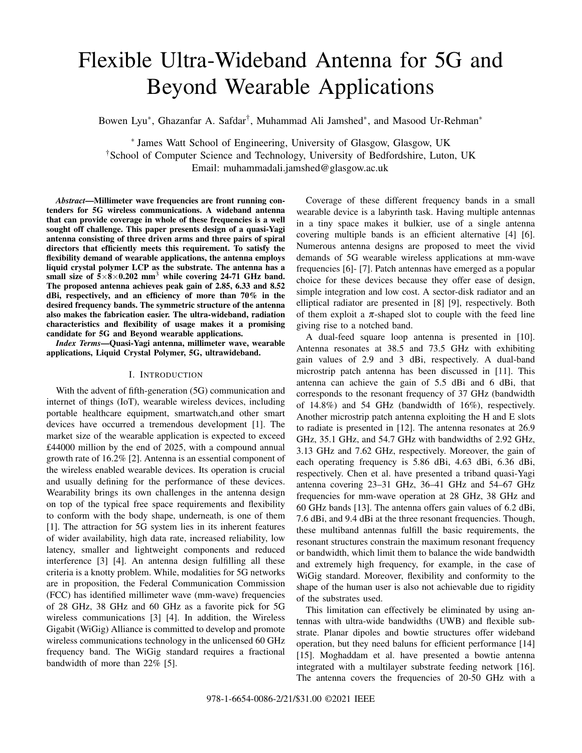# Flexible Ultra-Wideband Antenna for 5G and Beyond Wearable Applications

Bowen Lyu*, Ghazanfar A. Safdar†, Muhammad Ali Jamshed*, and Masood Ur-Rehman*

* James Watt School of Engineering, University of Glasgow, Glasgow, UK
†School of Computer Science and Technology, University of Bedfordshire, Luton, UK
Email: muhammadali.jamshed@glasgow.ac.uk

***Abstract*—Millimeter wave frequencies are front running contenders for 5G wireless communications. A wideband antenna that can provide coverage in whole of these frequencies is a well sought off challenge. This paper presents design of a quasi-Yagi antenna consisting of three driven arms and three pairs of spiral directors that efficiently meets this requirement. To satisfy the flexibility demand of wearable applications, the antenna employs liquid crystal polymer LCP as the substrate. The antenna has a small size of $5{\times}8{\times}0.202$ mm$^3$ while covering 24-71 GHz band. The proposed antenna achieves peak gain of 2.85, 6.33 and 8.52 dBi, respectively, and an efficiency of more than 70% in the desired frequency bands. The symmetric structure of the antenna also makes the fabrication easier. The ultra-wideband, radiation characteristics and flexibility of usage makes it a promising candidate for 5G and Beyond wearable applications.**

***Index Terms*—Quasi-Yagi antenna, millimeter wave, wearable applications, Liquid Crystal Polymer, 5G, ultrawideband.**

## I. Introduction

With the advent of fifth-generation (5G) communication and internet of things (IoT), wearable wireless devices, including portable healthcare equipment, smartwatch,and other smart devices have occurred a tremendous development [1]. The market size of the wearable application is expected to exceed £44000 million by the end of 2025, with a compound annual growth rate of 16.2% [2]. Antenna is an essential component of the wireless enabled wearable devices. Its operation is crucial and usually defining for the performance of these devices. Wearability brings its own challenges in the antenna design on top of the typical free space requirements and flexibility to conform with the body shape, underneath, is one of them [1]. The attraction for 5G system lies in its inherent features of wider availability, high data rate, increased reliability, low latency, smaller and lightweight components and reduced interference [3] [4]. An antenna design fulfilling all these criteria is a knotty problem. While, modalities for 5G networks are in proposition, the Federal Communication Commission (FCC) has identified millimeter wave (mm-wave) frequencies of 28 GHz, 38 GHz and 60 GHz as a favorite pick for 5G wireless communications [3] [4]. In addition, the Wireless Gigabit (WiGig) Alliance is committed to develop and promote wireless communications technology in the unlicensed 60 GHz frequency band. The WiGig standard requires a fractional bandwidth of more than 22% [5].

Coverage of these different frequency bands in a small wearable device is a labyrinth task. Having multiple antennas in a tiny space makes it bulkier, use of a single antenna covering multiple bands is an efficient alternative [4] [6]. Numerous antenna designs are proposed to meet the vivid demands of 5G wearable wireless applications at mm-wave frequencies [6]- [7]. Patch antennas have emerged as a popular choice for these devices because they offer ease of design, simple integration and low cost. A sector-disk radiator and an elliptical radiator are presented in [8] [9], respectively. Both of them exploit a $\pi$-shaped slot to couple with the feed line giving rise to a notched band.

A dual-feed square loop antenna is presented in [10]. Antenna resonates at 38.5 and 73.5 GHz with exhibiting gain values of 2.9 and 3 dBi, respectively. A dual-band microstrip patch antenna has been discussed in [11]. This antenna can achieve the gain of 5.5 dBi and 6 dBi, that corresponds to the resonant frequency of 37 GHz (bandwidth of 14.8%) and 54 GHz (bandwidth of 16%), respectively. Another microstrip patch antenna exploiting the H and E slots to radiate is presented in [12]. The antenna resonates at 26.9 GHz, 35.1 GHz, and 54.7 GHz with bandwidths of 2.92 GHz, 3.13 GHz and 7.62 GHz, respectively. Moreover, the gain of each operating frequency is 5.86 dBi, 4.63 dBi, 6.36 dBi, respectively. Chen et al. have presented a triband quasi-Yagi antenna covering 23–31 GHz, 36–41 GHz and 54–67 GHz frequencies for mm-wave operation at 28 GHz, 38 GHz and 60 GHz bands [13]. The antenna offers gain values of 6.2 dBi, 7.6 dBi, and 9.4 dBi at the three resonant frequencies. Though, these multiband antennas fulfill the basic requirements, the resonant structures constrain the maximum resonant frequency or bandwidth, which limit them to balance the wide bandwidth and extremely high frequency, for example, in the case of WiGig standard. Moreover, flexibility and conformity to the shape of the human user is also not achievable due to rigidity of the substrates used.

This limitation can effectively be eliminated by using antennas with ultra-wide bandwidths (UWB) and flexible substrate. Planar dipoles and bowtie structures offer wideband operation, but they need baluns for efficient performance [14] [15]. Moghaddam et al. have presented a bowtie antenna integrated with a multilayer substrate feeding network [16]. The antenna covers the frequencies of 20-50 GHz with a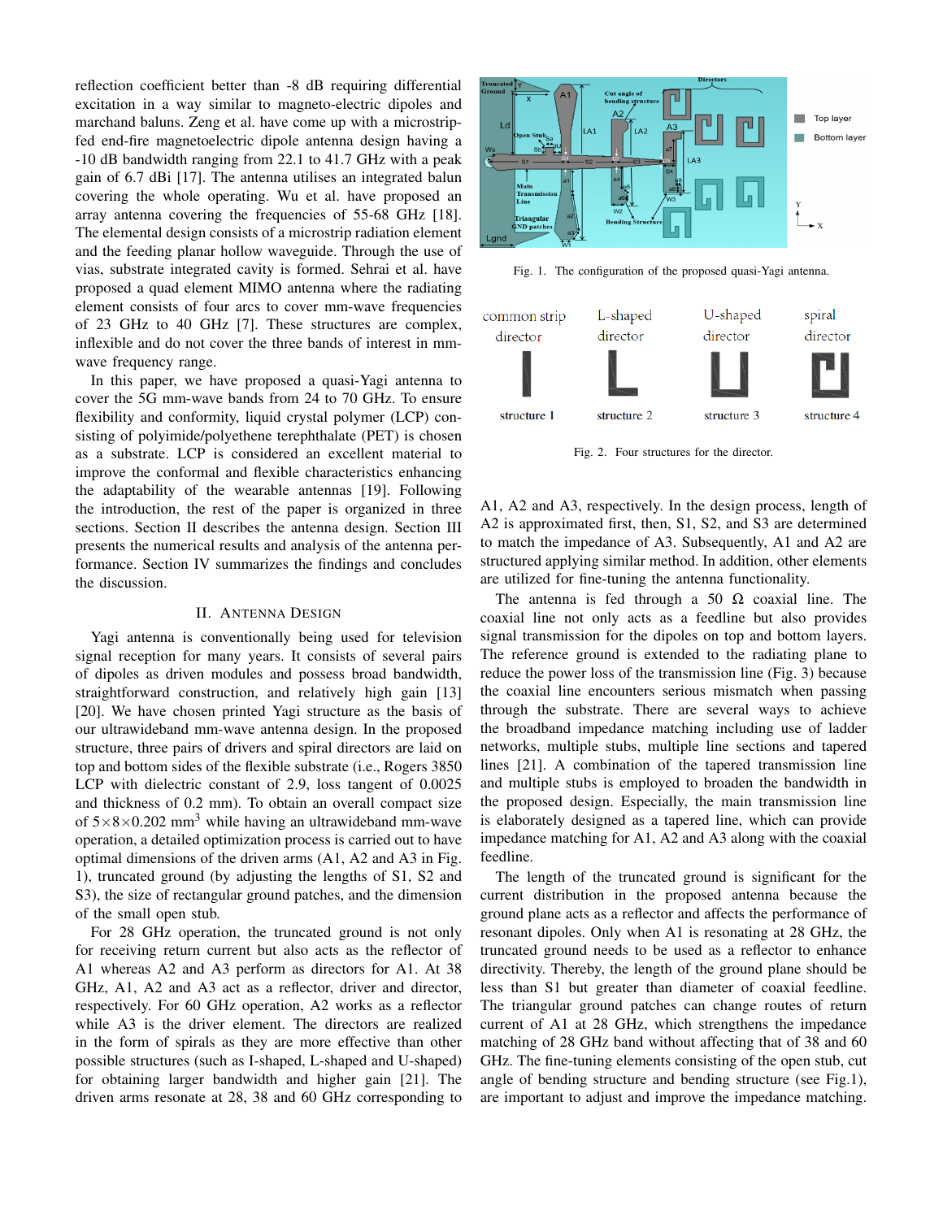reflection coefficient better than -8 dB requiring differential excitation in a way similar to magneto-electric dipoles and marchand baluns. Zeng et al. have come up with a microstrip-fed end-fire magnetoelectric dipole antenna design having a -10 dB bandwidth ranging from 22.1 to 41.7 GHz with a peak gain of 6.7 dBi [17]. The antenna utilises an integrated balun covering the whole operating. Wu et al. have proposed an array antenna covering the frequencies of 55-68 GHz [18]. The elemental design consists of a microstrip radiation element and the feeding planar hollow waveguide. Through the use of vias, substrate integrated cavity is formed. Sehrai et al. have proposed a quad element MIMO antenna where the radiating element consists of four arcs to cover mm-wave frequencies of 23 GHz to 40 GHz [7]. These structures are complex, inflexible and do not cover the three bands of interest in mm-wave frequency range.

In this paper, we have proposed a quasi-Yagi antenna to cover the 5G mm-wave bands from 24 to 70 GHz. To ensure flexibility and conformity, liquid crystal polymer (LCP) consisting of polyimide/polyethene terephthalate (PET) is chosen as a substrate. LCP is considered an excellent material to improve the conformal and flexible characteristics enhancing the adaptability of the wearable antennas [19]. Following the introduction, the rest of the paper is organized in three sections. Section II describes the antenna design. Section III presents the numerical results and analysis of the antenna performance. Section IV summarizes the findings and concludes the discussion.

## II. Antenna Design

Yagi antenna is conventionally being used for television signal reception for many years. It consists of several pairs of dipoles as driven modules and possess broad bandwidth, straightforward construction, and relatively high gain [13] [20]. We have chosen printed Yagi structure as the basis of our ultrawideband mm-wave antenna design. In the proposed structure, three pairs of drivers and spiral directors are laid on top and bottom sides of the flexible substrate (i.e., Rogers 3850 LCP with dielectric constant of 2.9, loss tangent of 0.0025 and thickness of 0.2 mm). To obtain an overall compact size of $5\times8\times0.202$ mm$^3$ while having an ultrawideband mm-wave operation, a detailed optimization process is carried out to have optimal dimensions of the driven arms (A1, A2 and A3 in Fig. 1), truncated ground (by adjusting the lengths of S1, S2 and S3), the size of rectangular ground patches, and the dimension of the small open stub.

For 28 GHz operation, the truncated ground is not only for receiving return current but also acts as the reflector of A1 whereas A2 and A3 perform as directors for A1. At 38 GHz, A1, A2 and A3 act as a reflector, driver and director, respectively. For 60 GHz operation, A2 works as a reflector while A3 is the driver element. The directors are realized in the form of spirals as they are more effective than other possible structures (such as I-shaped, L-shaped and U-shaped) for obtaining larger bandwidth and higher gain [21]. The driven arms resonate at 28, 38 and 60 GHz corresponding to A1, A2 and A3, respectively. In the design process, length of A2 is approximated first, then, S1, S2, and S3 are determined to match the impedance of A3. Subsequently, A1 and A2 are structured applying similar method. In addition, other elements are utilized for fine-tuning the antenna functionality.

Fig. 1. The configuration of the proposed quasi-Yagi antenna.

Fig. 2. Four structures for the director.

The antenna is fed through a 50 Ω coaxial line. The coaxial line not only acts as a feedline but also provides signal transmission for the dipoles on top and bottom layers. The reference ground is extended to the radiating plane to reduce the power loss of the transmission line (Fig. 3) because the coaxial line encounters serious mismatch when passing through the substrate. There are several ways to achieve the broadband impedance matching including use of ladder networks, multiple stubs, multiple line sections and tapered lines [21]. A combination of the tapered transmission line and multiple stubs is employed to broaden the bandwidth in the proposed design. Especially, the main transmission line is elaborately designed as a tapered line, which can provide impedance matching for A1, A2 and A3 along with the coaxial feedline.

The length of the truncated ground is significant for the current distribution in the proposed antenna because the ground plane acts as a reflector and affects the performance of resonant dipoles. Only when A1 is resonating at 28 GHz, the truncated ground needs to be used as a reflector to enhance directivity. Thereby, the length of the ground plane should be less than S1 but greater than diameter of coaxial feedline. The triangular ground patches can change routes of return current of A1 at 28 GHz, which strengthens the impedance matching of 28 GHz band without affecting that of 38 and 60 GHz. The fine-tuning elements consisting of the open stub, cut angle of bending structure and bending structure (see Fig.1), are important to adjust and improve the impedance matching.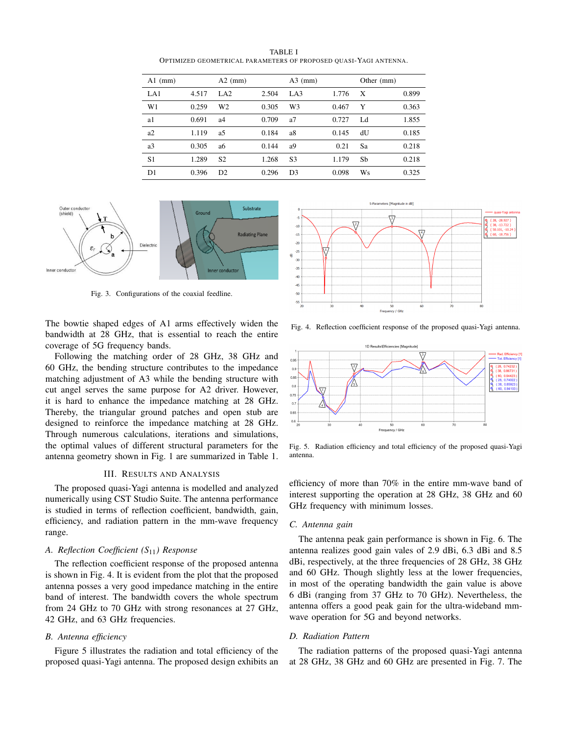TABLE I
OPTIMIZED GEOMETRICAL PARAMETERS OF PROPOSED QUASI-YAGI ANTENNA.

| A1 (mm) | | A2 (mm) | | A3 (mm) | | Other (mm) | |
|---|---|---|---|---|---|---|---|
| LA1 | 4.517 | LA2 | 2.504 | LA3 | 1.776 | X | 0.899 |
| W1 | 0.259 | W2 | 0.305 | W3 | 0.467 | Y | 0.363 |
| a1 | 0.691 | a4 | 0.709 | a7 | 0.727 | Ld | 1.855 |
| a2 | 1.119 | a5 | 0.184 | a8 | 0.145 | dU | 0.185 |
| a3 | 0.305 | a6 | 0.144 | a9 | 0.21 | Sa | 0.218 |
| S1 | 1.289 | S2 | 1.268 | S3 | 1.179 | Sb | 0.218 |
| D1 | 0.396 | D2 | 0.296 | D3 | 0.098 | Ws | 0.325 |

Fig. 3. Configurations of the coaxial feedline.

Fig. 4. Reflection coefficient response of the proposed quasi-Yagi antenna.

Fig. 5. Radiation efficiency and total efficiency of the proposed quasi-Yagi antenna.

The bowtie shaped edges of A1 arms effectively widen the bandwidth at 28 GHz, that is essential to reach the entire coverage of 5G frequency bands.

Following the matching order of 28 GHz, 38 GHz and 60 GHz, the bending structure contributes to the impedance matching adjustment of A3 while the bending structure with cut angel serves the same purpose for A2 driver. However, it is hard to enhance the impedance matching at 28 GHz. Thereby, the triangular ground patches and open stub are designed to reinforce the impedance matching at 28 GHz. Through numerous calculations, iterations and simulations, the optimal values of different structural parameters for the antenna geometry shown in Fig. 1 are summarized in Table 1.

## III. Results and Analysis

The proposed quasi-Yagi antenna is modelled and analyzed numerically using CST Studio Suite. The antenna performance is studied in terms of reflection coefficient, bandwidth, gain, efficiency, and radiation pattern in the mm-wave frequency range.

### A. Reflection Coefficient ($S_{11}$) Response

The reflection coefficient response of the proposed antenna is shown in Fig. 4. It is evident from the plot that the proposed antenna posses a very good impedance matching in the entire band of interest. The bandwidth covers the whole spectrum from 24 GHz to 70 GHz with strong resonances at 27 GHz, 42 GHz, and 63 GHz frequencies.

### B. Antenna efficiency

Figure 5 illustrates the radiation and total efficiency of the proposed quasi-Yagi antenna. The proposed design exhibits an efficiency of more than 70% in the entire mm-wave band of interest supporting the operation at 28 GHz, 38 GHz and 60 GHz frequency with minimum losses.

### C. Antenna gain

The antenna peak gain performance is shown in Fig. 6. The antenna realizes good gain vales of 2.9 dBi, 6.3 dBi and 8.5 dBi, respectively, at the three frequencies of 28 GHz, 38 GHz and 60 GHz. Though slightly less at the lower frequencies, in most of the operating bandwidth the gain value is above 6 dBi (ranging from 37 GHz to 70 GHz). Nevertheless, the antenna offers a good peak gain for the ultra-wideband mm-wave operation for 5G and beyond networks.

### D. Radiation Pattern

The radiation patterns of the proposed quasi-Yagi antenna at 28 GHz, 38 GHz and 60 GHz are presented in Fig. 7. The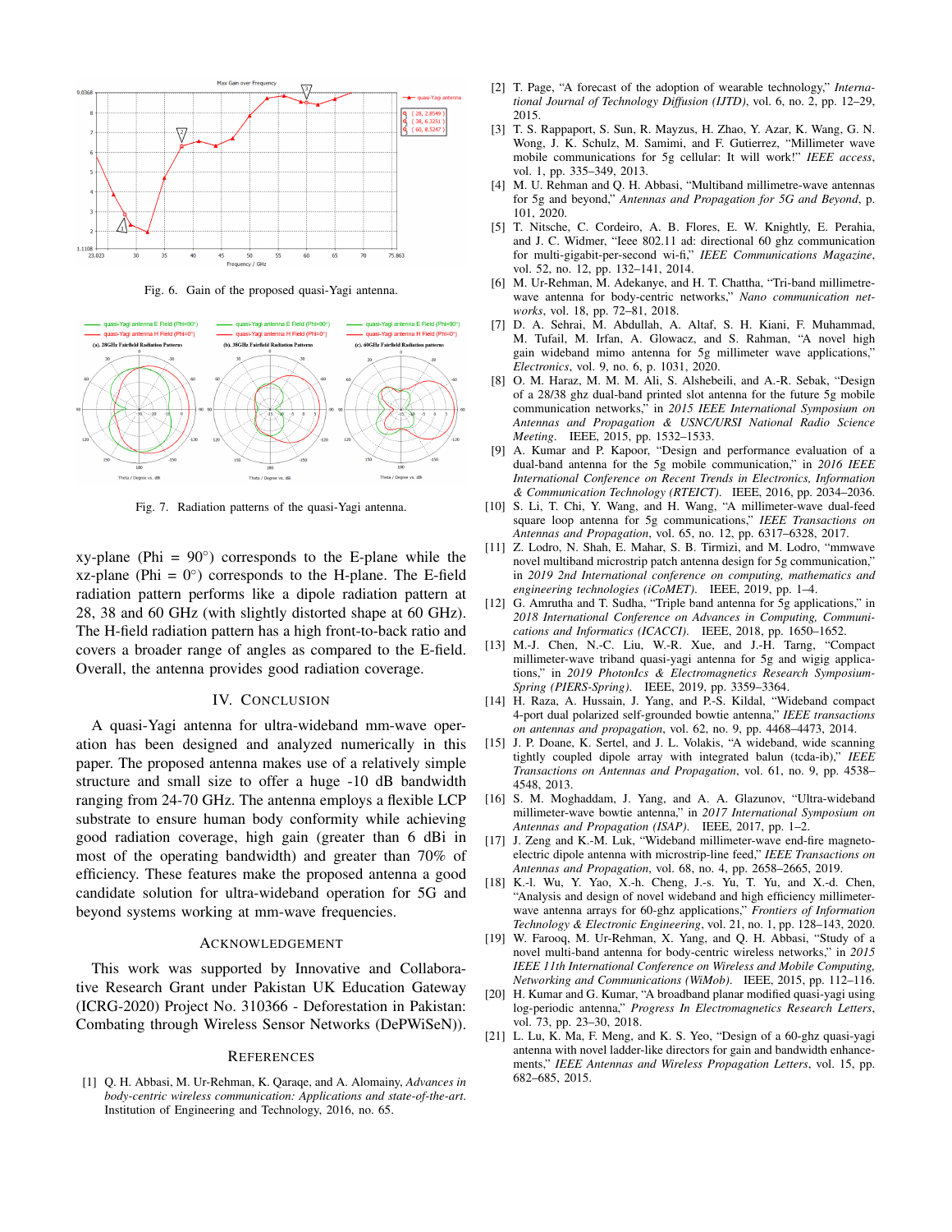Max Gain over Frequency

9.0368
8
7
6
5
4
3
2
1.1108

23.023 30 35 40 45 50 55 60 65 70 75.863

Frequency / GHz

quasi-Yagi antenna

( 28, 2.8549 )
( 38, 6.3251 )
( 60, 8.5247 )

Fig. 6. Gain of the proposed quasi-Yagi antenna.

quasi-Yagi antenna E Field (Phi=90°)
quasi-Yagi antenna H Field (Phi=0°)
(a). 28GHz Fairfield Radiation Patterns

quasi-Yagi antenna E Field (Phi=90°)
quasi-Yagi antenna H Field (Phi=0°)
(b). 38GHz Fairfield Radiation Patterns

quasi-Yagi antenna E Field (Phi=90°)
quasi-Yagi antenna H Field (Phi=0°)
(c). 60GHz Fairfield Radiation patterns

Theta / Degree vs. dB

Fig. 7. Radiation patterns of the quasi-Yagi antenna.

xy-plane (Phi = 90°) corresponds to the E-plane while the xz-plane (Phi = 0°) corresponds to the H-plane. The E-field radiation pattern performs like a dipole radiation pattern at 28, 38 and 60 GHz (with slightly distorted shape at 60 GHz). The H-field radiation pattern has a high front-to-back ratio and covers a broader range of angles as compared to the E-field. Overall, the antenna provides good radiation coverage.

## IV. Conclusion

A quasi-Yagi antenna for ultra-wideband mm-wave operation has been designed and analyzed numerically in this paper. The proposed antenna makes use of a relatively simple structure and small size to offer a huge -10 dB bandwidth ranging from 24-70 GHz. The antenna employs a flexible LCP substrate to ensure human body conformity while achieving good radiation coverage, high gain (greater than 6 dBi in most of the operating bandwidth) and greater than 70% of efficiency. These features make the proposed antenna a good candidate solution for ultra-wideband operation for 5G and beyond systems working at mm-wave frequencies.

## Acknowledgement

This work was supported by Innovative and Collaborative Research Grant under Pakistan UK Education Gateway (ICRG-2020) Project No. 310366 - Deforestation in Pakistan: Combating through Wireless Sensor Networks (DePWiSeN)).

## References

[1] Q. H. Abbasi, M. Ur-Rehman, K. Qaraqe, and A. Alomainy, *Advances in body-centric wireless communication: Applications and state-of-the-art.* Institution of Engineering and Technology, 2016, no. 65.

[2] T. Page, "A forecast of the adoption of wearable technology," *International Journal of Technology Diffusion (IJTD)*, vol. 6, no. 2, pp. 12–29, 2015.

[3] T. S. Rappaport, S. Sun, R. Mayzus, H. Zhao, Y. Azar, K. Wang, G. N. Wong, J. K. Schulz, M. Samimi, and F. Gutierrez, "Millimeter wave mobile communications for 5g cellular: It will work!" *IEEE access*, vol. 1, pp. 335–349, 2013.

[4] M. U. Rehman and Q. H. Abbasi, "Multiband millimetre-wave antennas for 5g and beyond," *Antennas and Propagation for 5G and Beyond*, p. 101, 2020.

[5] T. Nitsche, C. Cordeiro, A. B. Flores, E. W. Knightly, E. Perahia, and J. C. Widmer, "Ieee 802.11 ad: directional 60 ghz communication for multi-gigabit-per-second wi-fi," *IEEE Communications Magazine*, vol. 52, no. 12, pp. 132–141, 2014.

[6] M. Ur-Rehman, M. Adekanye, and H. T. Chattha, "Tri-band millimetre-wave antenna for body-centric networks," *Nano communication networks*, vol. 18, pp. 72–81, 2018.

[7] D. A. Sehrai, M. Abdullah, A. Altaf, S. H. Kiani, F. Muhammad, M. Tufail, M. Irfan, A. Glowacz, and S. Rahman, "A novel high gain wideband mimo antenna for 5g millimeter wave applications," *Electronics*, vol. 9, no. 6, p. 1031, 2020.

[8] O. M. Haraz, M. M. M. Ali, S. Alshebeili, and A.-R. Sebak, "Design of a 28/38 ghz dual-band printed slot antenna for the future 5g mobile communication networks," in *2015 IEEE International Symposium on Antennas and Propagation & USNC/URSI National Radio Science Meeting*. IEEE, 2015, pp. 1532–1533.

[9] A. Kumar and P. Kapoor, "Design and performance evaluation of a dual-band antenna for the 5g mobile communication," in *2016 IEEE International Conference on Recent Trends in Electronics, Information & Communication Technology (RTEICT)*. IEEE, 2016, pp. 2034–2036.

[10] S. Li, T. Chi, Y. Wang, and H. Wang, "A millimeter-wave dual-feed square loop antenna for 5g communications," *IEEE Transactions on Antennas and Propagation*, vol. 65, no. 12, pp. 6317–6328, 2017.

[11] Z. Lodro, N. Shah, E. Mahar, S. B. Tirmizi, and M. Lodro, "mmwave novel multiband microstrip patch antenna design for 5g communication," in *2019 2nd International conference on computing, mathematics and engineering technologies (iCoMET)*. IEEE, 2019, pp. 1–4.

[12] G. Amrutha and T. Sudha, "Triple band antenna for 5g applications," in *2018 International Conference on Advances in Computing, Communications and Informatics (ICACCI)*. IEEE, 2018, pp. 1650–1652.

[13] M.-J. Chen, N.-C. Liu, W.-R. Xue, and J.-H. Tarng, "Compact millimeter-wave triband quasi-yagi antenna for 5g and wigig applications," in *2019 PhotonIcs & Electromagnetics Research Symposium-Spring (PIERS-Spring)*. IEEE, 2019, pp. 3359–3364.

[14] H. Raza, A. Hussain, J. Yang, and P.-S. Kildal, "Wideband compact 4-port dual polarized self-grounded bowtie antenna," *IEEE transactions on antennas and propagation*, vol. 62, no. 9, pp. 4468–4473, 2014.

[15] J. P. Doane, K. Sertel, and J. L. Volakis, "A wideband, wide scanning tightly coupled dipole array with integrated balun (tcda-ib)," *IEEE Transactions on Antennas and Propagation*, vol. 61, no. 9, pp. 4538–4548, 2013.

[16] S. M. Moghaddam, J. Yang, and A. A. Glazunov, "Ultra-wideband millimeter-wave bowtie antenna," in *2017 International Symposium on Antennas and Propagation (ISAP)*. IEEE, 2017, pp. 1–2.

[17] J. Zeng and K.-M. Luk, "Wideband millimeter-wave end-fire magneto-electric dipole antenna with microstrip-line feed," *IEEE Transactions on Antennas and Propagation*, vol. 68, no. 4, pp. 2658–2665, 2019.

[18] K.-l. Wu, Y. Yao, X.-h. Cheng, J.-s. Yu, T. Yu, and X.-d. Chen, "Analysis and design of novel wideband and high efficiency millimeter-wave antenna arrays for 60-ghz applications," *Frontiers of Information Technology & Electronic Engineering*, vol. 21, no. 1, pp. 128–143, 2020.

[19] W. Farooq, M. Ur-Rehman, X. Yang, and Q. H. Abbasi, "Study of a novel multi-band antenna for body-centric wireless networks," in *2015 IEEE 11th International Conference on Wireless and Mobile Computing, Networking and Communications (WiMob)*. IEEE, 2015, pp. 112–116.

[20] H. Kumar and G. Kumar, "A broadband planar modified quasi-yagi using log-periodic antenna," *Progress In Electromagnetics Research Letters*, vol. 73, pp. 23–30, 2018.

[21] L. Lu, K. Ma, F. Meng, and K. S. Yeo, "Design of a 60-ghz quasi-yagi antenna with novel ladder-like directors for gain and bandwidth enhancements," *IEEE Antennas and Wireless Propagation Letters*, vol. 15, pp. 682–685, 2015.